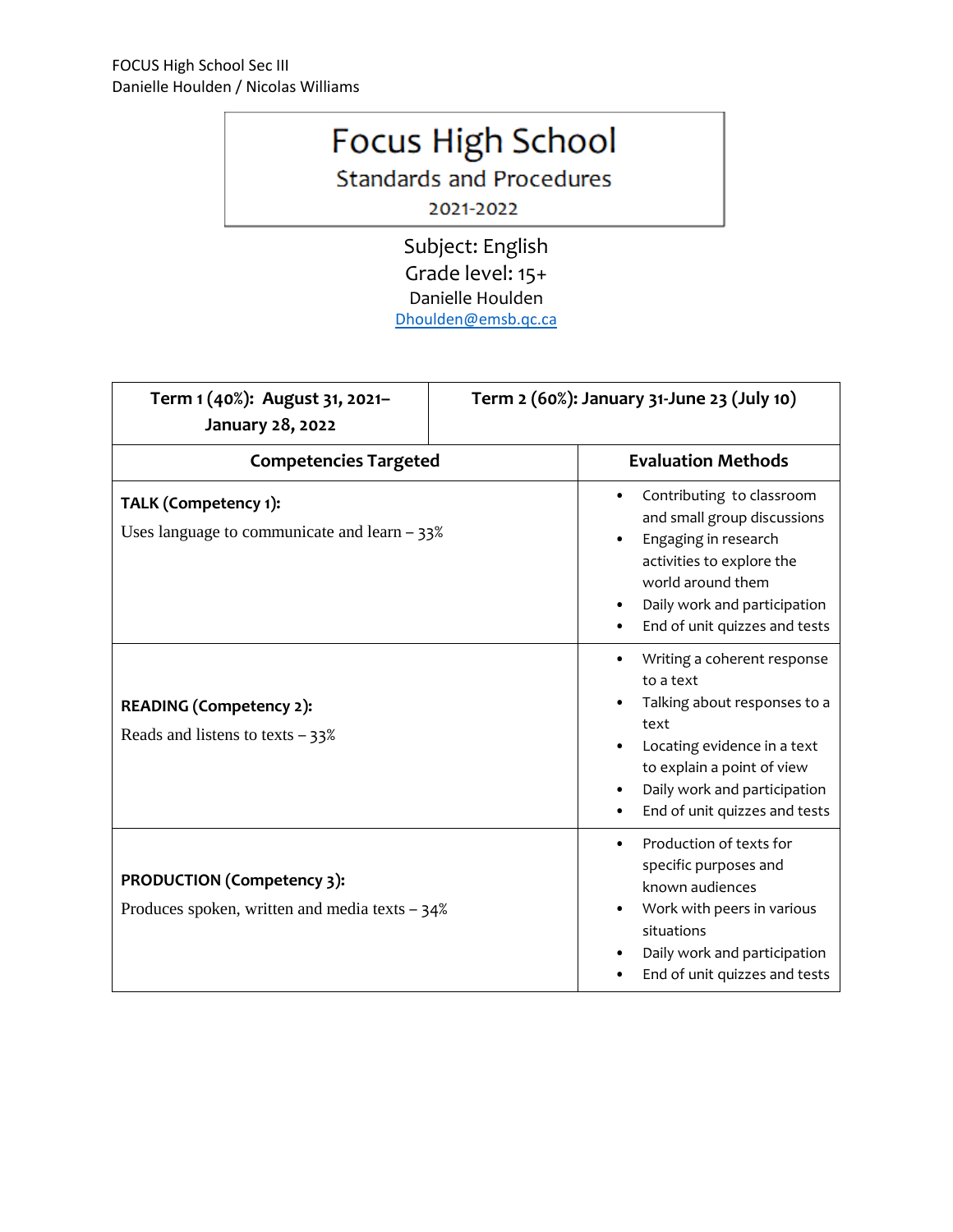FOCUS High School Sec III
Danielle Houlden / Nicolas Williams

# Focus High School

## Standards and Procedures

2021-2022

Subject: English
Grade level: 15+
Danielle Houlden
Dhoulden@emsb.qc.ca

| **Term 1 (40%): August 31, 2021– January 28, 2022** | **Term 2 (60%): January 31-June 23 (July 10)** |
|---|---|
| **Competencies Targeted** | **Evaluation Methods** |
| **TALK (Competency 1):** Uses language to communicate and learn – 33% | • Contributing to classroom and small group discussions<br>• Engaging in research activities to explore the world around them<br>• Daily work and participation<br>• End of unit quizzes and tests |
| **READING (Competency 2):** Reads and listens to texts – 33% | • Writing a coherent response to a text<br>• Talking about responses to a text<br>• Locating evidence in a text to explain a point of view<br>• Daily work and participation<br>• End of unit quizzes and tests |
| **PRODUCTION (Competency 3):** Produces spoken, written and media texts – 34% | • Production of texts for specific purposes and known audiences<br>• Work with peers in various situations<br>• Daily work and participation<br>• End of unit quizzes and tests |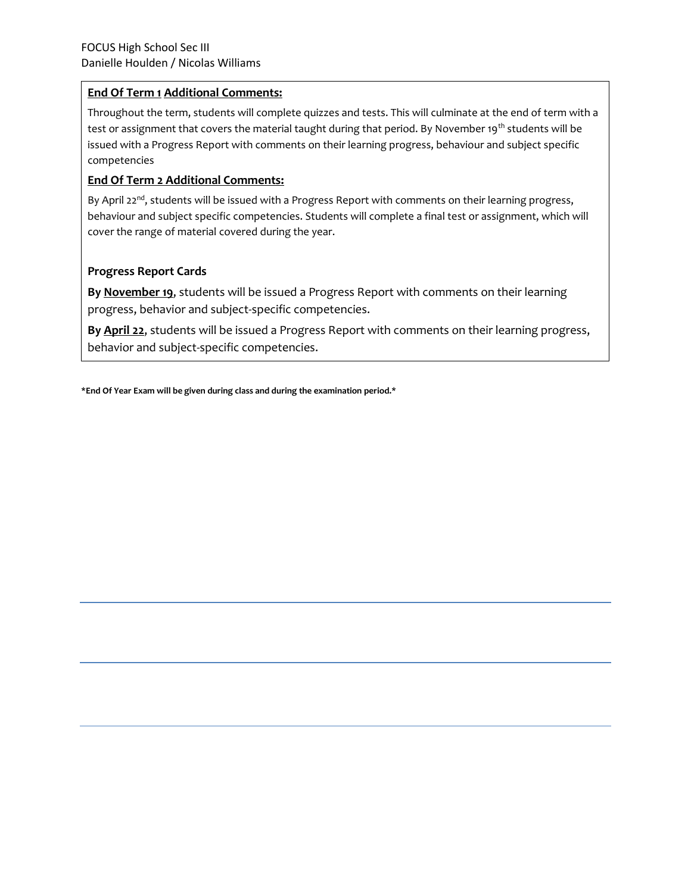FOCUS High School Sec III
Danielle Houlden / Nicolas Williams

**End Of Term 1 Additional Comments:**

Throughout the term, students will complete quizzes and tests. This will culminate at the end of term with a test or assignment that covers the material taught during that period. By November 19th students will be issued with a Progress Report with comments on their learning progress, behaviour and subject specific competencies

**End Of Term 2 Additional Comments:**

By April 22nd, students will be issued with a Progress Report with comments on their learning progress, behaviour and subject specific competencies. Students will complete a final test or assignment, which will cover the range of material covered during the year.

**Progress Report Cards**

**By November 19**, students will be issued a Progress Report with comments on their learning progress, behavior and subject-specific competencies.

**By April 22**, students will be issued a Progress Report with comments on their learning progress, behavior and subject-specific competencies.

***End Of Year Exam will be given during class and during the examination period.***